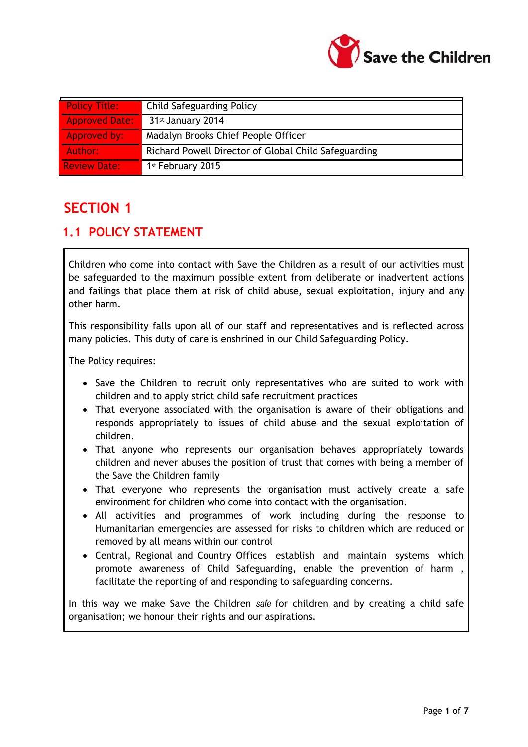Save the Children

| Policy Title: | Child Safeguarding Policy |
|---|---|
| Approved Date: | 31st January 2014 |
| Approved by: | Madalyn Brooks Chief People Officer |
| Author: | Richard Powell Director of Global Child Safeguarding |
| Review Date: | 1st February 2015 |

# SECTION 1

## 1.1 POLICY STATEMENT

Children who come into contact with Save the Children as a result of our activities must be safeguarded to the maximum possible extent from deliberate or inadvertent actions and failings that place them at risk of child abuse, sexual exploitation, injury and any other harm.

This responsibility falls upon all of our staff and representatives and is reflected across many policies. This duty of care is enshrined in our Child Safeguarding Policy.

The Policy requires:

- Save the Children to recruit only representatives who are suited to work with children and to apply strict child safe recruitment practices
- That everyone associated with the organisation is aware of their obligations and responds appropriately to issues of child abuse and the sexual exploitation of children.
- That anyone who represents our organisation behaves appropriately towards children and never abuses the position of trust that comes with being a member of the Save the Children family
- That everyone who represents the organisation must actively create a safe environment for children who come into contact with the organisation.
- All activities and programmes of work including during the response to Humanitarian emergencies are assessed for risks to children which are reduced or removed by all means within our control
- Central, Regional and Country Offices establish and maintain systems which promote awareness of Child Safeguarding, enable the prevention of harm , facilitate the reporting of and responding to safeguarding concerns.

In this way we make Save the Children *safe* for children and by creating a child safe organisation; we honour their rights and our aspirations.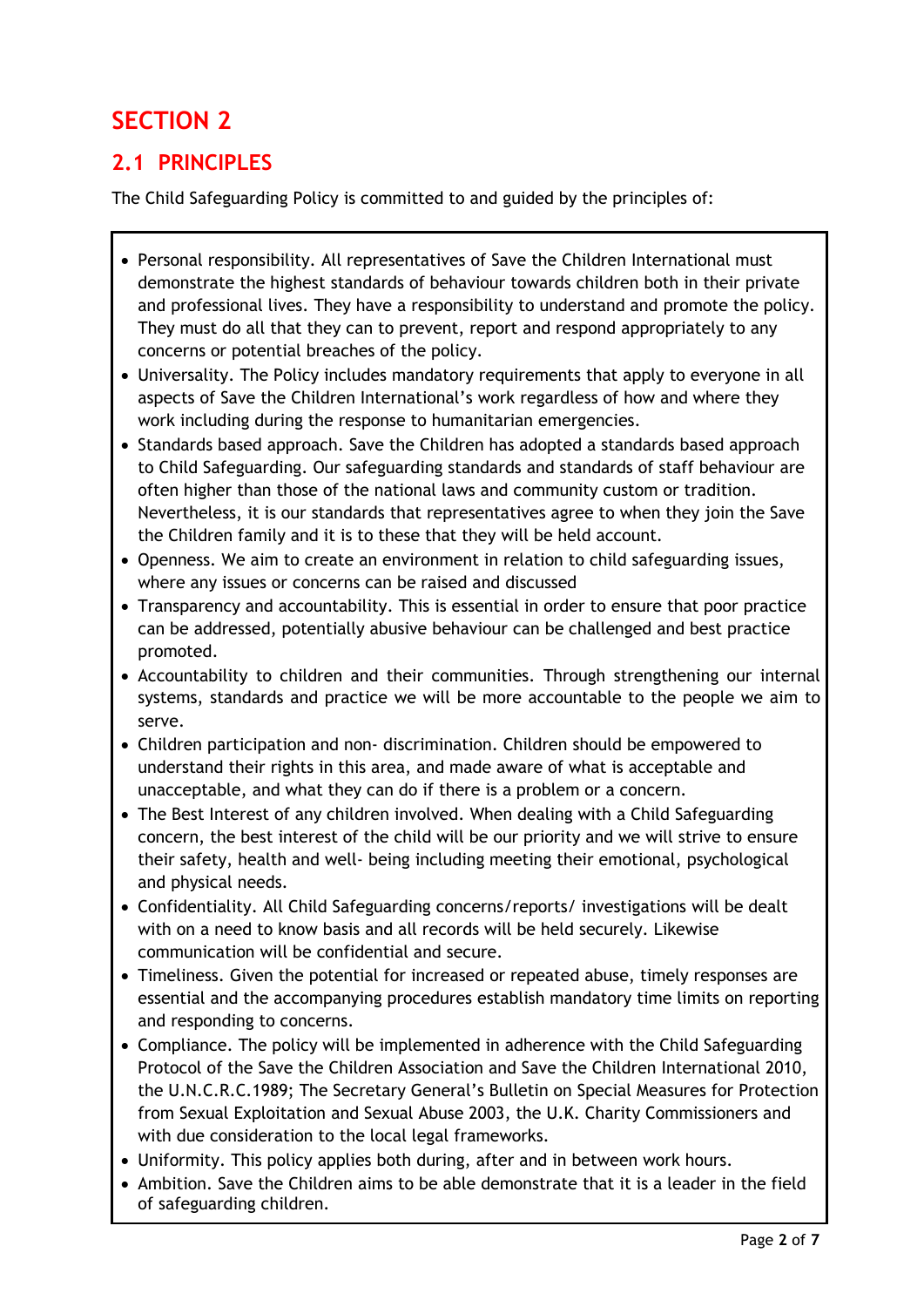# SECTION 2

## 2.1 PRINCIPLES

The Child Safeguarding Policy is committed to and guided by the principles of:

- Personal responsibility. All representatives of Save the Children International must demonstrate the highest standards of behaviour towards children both in their private and professional lives. They have a responsibility to understand and promote the policy. They must do all that they can to prevent, report and respond appropriately to any concerns or potential breaches of the policy.
- Universality. The Policy includes mandatory requirements that apply to everyone in all aspects of Save the Children International's work regardless of how and where they work including during the response to humanitarian emergencies.
- Standards based approach. Save the Children has adopted a standards based approach to Child Safeguarding. Our safeguarding standards and standards of staff behaviour are often higher than those of the national laws and community custom or tradition. Nevertheless, it is our standards that representatives agree to when they join the Save the Children family and it is to these that they will be held account.
- Openness. We aim to create an environment in relation to child safeguarding issues, where any issues or concerns can be raised and discussed
- Transparency and accountability. This is essential in order to ensure that poor practice can be addressed, potentially abusive behaviour can be challenged and best practice promoted.
- Accountability to children and their communities. Through strengthening our internal systems, standards and practice we will be more accountable to the people we aim to serve.
- Children participation and non- discrimination. Children should be empowered to understand their rights in this area, and made aware of what is acceptable and unacceptable, and what they can do if there is a problem or a concern.
- The Best Interest of any children involved. When dealing with a Child Safeguarding concern, the best interest of the child will be our priority and we will strive to ensure their safety, health and well- being including meeting their emotional, psychological and physical needs.
- Confidentiality. All Child Safeguarding concerns/reports/ investigations will be dealt with on a need to know basis and all records will be held securely. Likewise communication will be confidential and secure.
- Timeliness. Given the potential for increased or repeated abuse, timely responses are essential and the accompanying procedures establish mandatory time limits on reporting and responding to concerns.
- Compliance. The policy will be implemented in adherence with the Child Safeguarding Protocol of the Save the Children Association and Save the Children International 2010, the U.N.C.R.C.1989; The Secretary General's Bulletin on Special Measures for Protection from Sexual Exploitation and Sexual Abuse 2003, the U.K. Charity Commissioners and with due consideration to the local legal frameworks.
- Uniformity. This policy applies both during, after and in between work hours.
- Ambition. Save the Children aims to be able demonstrate that it is a leader in the field of safeguarding children.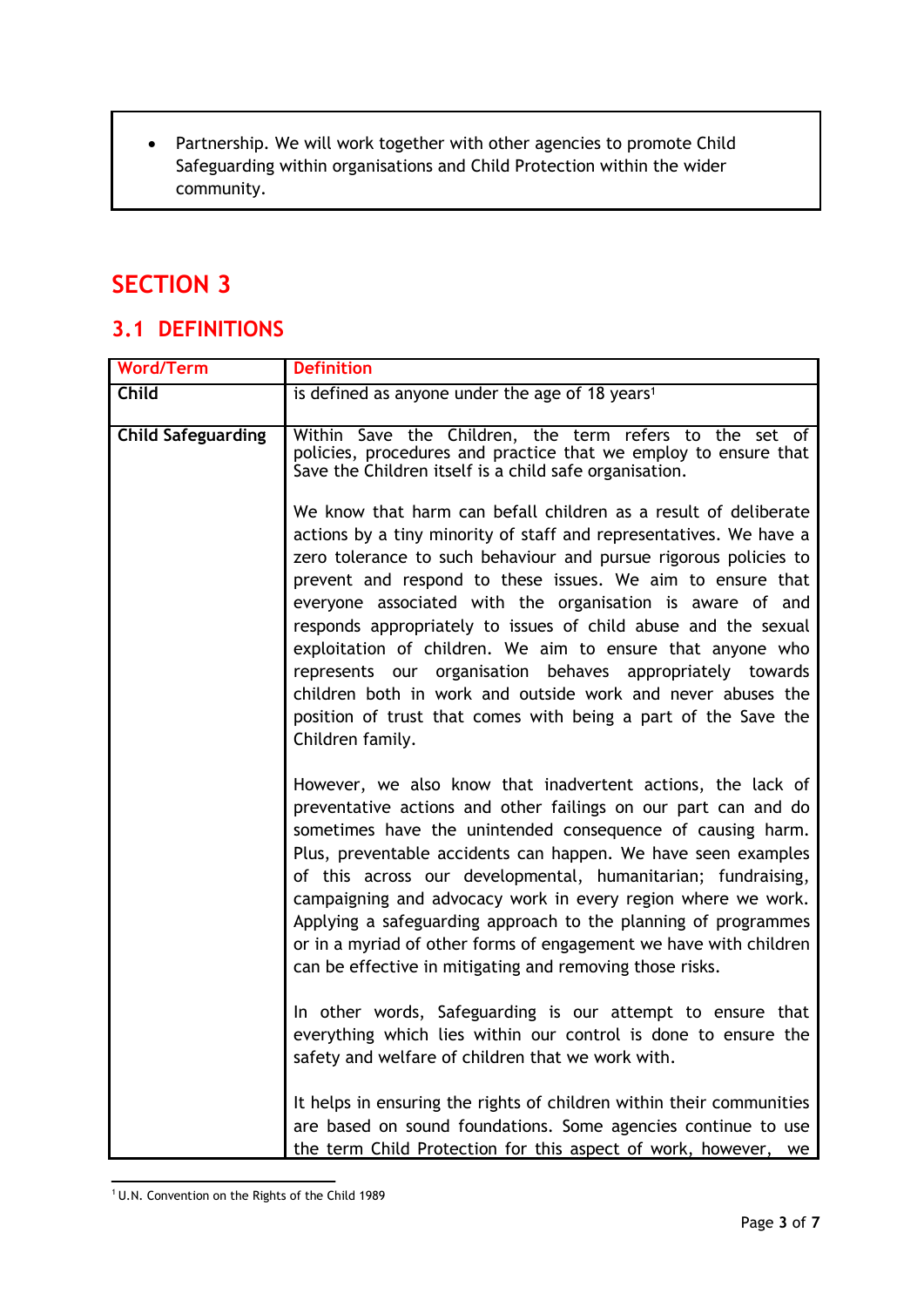- Partnership. We will work together with other agencies to promote Child Safeguarding within organisations and Child Protection within the wider community.

# SECTION 3

## 3.1 DEFINITIONS

| Word/Term | Definition |
|---|---|
| **Child** | is defined as anyone under the age of 18 years[1] |
| **Child Safeguarding** | Within Save the Children, the term refers to the set of policies, procedures and practice that we employ to ensure that Save the Children itself is a child safe organisation.<br><br>We know that harm can befall children as a result of deliberate actions by a tiny minority of staff and representatives. We have a zero tolerance to such behaviour and pursue rigorous policies to prevent and respond to these issues. We aim to ensure that everyone associated with the organisation is aware of and responds appropriately to issues of child abuse and the sexual exploitation of children. We aim to ensure that anyone who represents our organisation behaves appropriately towards children both in work and outside work and never abuses the position of trust that comes with being a part of the Save the Children family.<br><br>However, we also know that inadvertent actions, the lack of preventative actions and other failings on our part can and do sometimes have the unintended consequence of causing harm. Plus, preventable accidents can happen. We have seen examples of this across our developmental, humanitarian; fundraising, campaigning and advocacy work in every region where we work. Applying a safeguarding approach to the planning of programmes or in a myriad of other forms of engagement we have with children can be effective in mitigating and removing those risks.<br><br>In other words, Safeguarding is our attempt to ensure that everything which lies within our control is done to ensure the safety and welfare of children that we work with.<br><br>It helps in ensuring the rights of children within their communities are based on sound foundations. Some agencies continue to use the term Child Protection for this aspect of work, however, we |

[1] U.N. Convention on the Rights of the Child 1989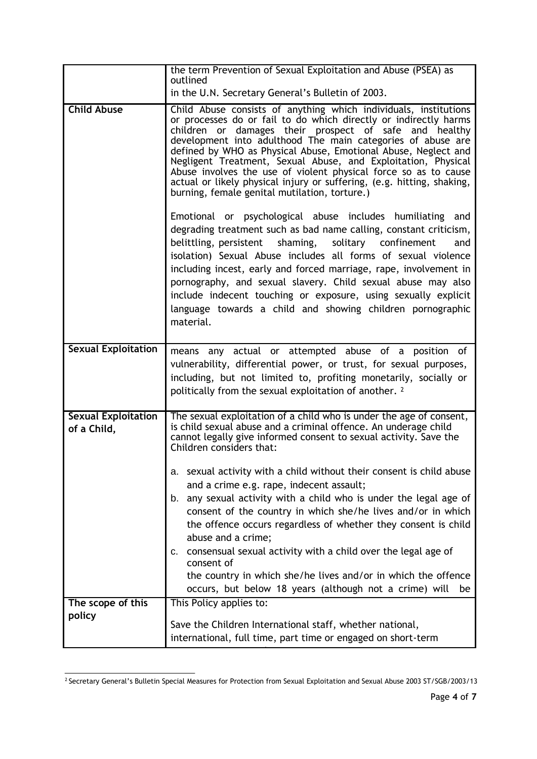| | |
|---|---|
| | the term Prevention of Sexual Exploitation and Abuse (PSEA) as outlined<br>in the U.N. Secretary General's Bulletin of 2003. |
| **Child Abuse** | Child Abuse consists of anything which individuals, institutions or processes do or fail to do which directly or indirectly harms children or damages their prospect of safe and healthy development into adulthood The main categories of abuse are defined by WHO as Physical Abuse, Emotional Abuse, Neglect and Negligent Treatment, Sexual Abuse, and Exploitation, Physical Abuse involves the use of violent physical force so as to cause actual or likely physical injury or suffering, (e.g. hitting, shaking, burning, female genital mutilation, torture.)<br><br>Emotional or psychological abuse includes humiliating and degrading treatment such as bad name calling, constant criticism, belittling, persistent shaming, solitary confinement and isolation) Sexual Abuse includes all forms of sexual violence including incest, early and forced marriage, rape, involvement in pornography, and sexual slavery. Child sexual abuse may also include indecent touching or exposure, using sexually explicit language towards a child and showing children pornographic material. |
| **Sexual Exploitation** | means any actual or attempted abuse of a position of vulnerability, differential power, or trust, for sexual purposes, including, but not limited to, profiting monetarily, socially or politically from the sexual exploitation of another. [2] |
| **Sexual Exploitation of a Child,** | The sexual exploitation of a child who is under the age of consent, is child sexual abuse and a criminal offence. An underage child cannot legally give informed consent to sexual activity. Save the Children considers that:<br><br>a. sexual activity with a child without their consent is child abuse and a crime e.g. rape, indecent assault;<br>b. any sexual activity with a child who is under the legal age of consent of the country in which she/he lives and/or in which the offence occurs regardless of whether they consent is child abuse and a crime;<br>c. consensual sexual activity with a child over the legal age of consent of<br>the country in which she/he lives and/or in which the offence occurs, but below 18 years (although not a crime) will be |
| **The scope of this policy** | This Policy applies to:<br><br>Save the Children International staff, whether national, international, full time, part time or engaged on short-term |

[2] Secretary General's Bulletin Special Measures for Protection from Sexual Exploitation and Sexual Abuse 2003 ST/SGB/2003/13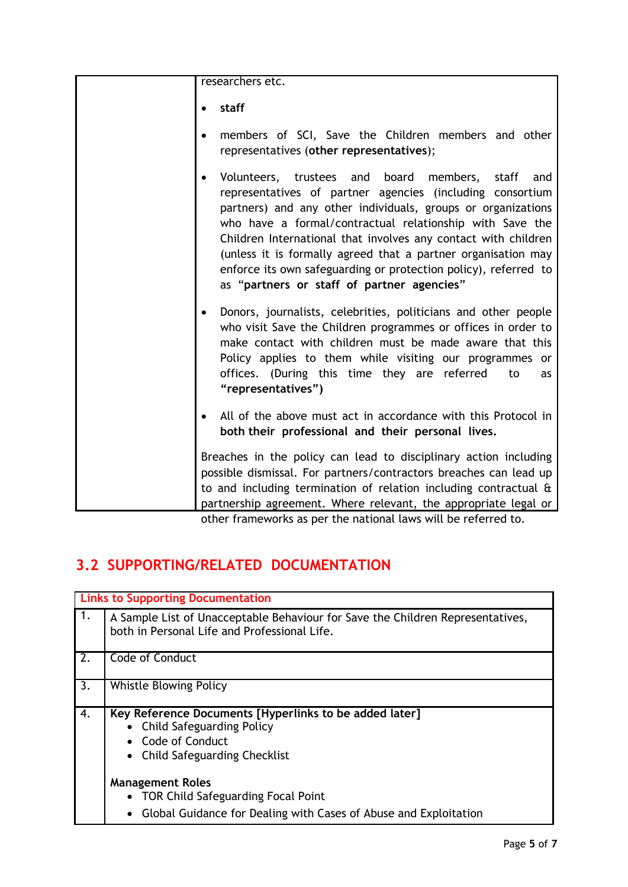| | researchers etc.<br><br>• **staff**<br><br>• members of SCI, Save the Children members and other representatives (**other representatives**);<br><br>• Volunteers, trustees and board members, staff and representatives of partner agencies (including consortium partners) and any other individuals, groups or organizations who have a formal/contractual relationship with Save the Children International that involves any contact with children (unless it is formally agreed that a partner organisation may enforce its own safeguarding or protection policy), referred to as "**partners or staff of partner agencies**"<br><br>• Donors, journalists, celebrities, politicians and other people who visit Save the Children programmes or offices in order to make contact with children must be made aware that this Policy applies to them while visiting our programmes or offices. (During this time they are referred to as **"representatives")**<br><br>• All of the above must act in accordance with this Protocol in **both their professional and their personal lives.**<br><br>Breaches in the policy can lead to disciplinary action including possible dismissal. For partners/contractors breaches can lead up to and including termination of relation including contractual & partnership agreement. Where relevant, the appropriate legal or other frameworks as per the national laws will be referred to. |
|---|---|

## 3.2 SUPPORTING/RELATED DOCUMENTATION

| Links to Supporting Documentation | |
|---|---|
| 1. | A Sample List of Unacceptable Behaviour for Save the Children Representatives, both in Personal Life and Professional Life. |
| 2. | Code of Conduct |
| 3. | Whistle Blowing Policy |
| 4. | **Key Reference Documents [Hyperlinks to be added later]**<br>• Child Safeguarding Policy<br>• Code of Conduct<br>• Child Safeguarding Checklist<br><br>**Management Roles**<br>• TOR Child Safeguarding Focal Point<br>• Global Guidance for Dealing with Cases of Abuse and Exploitation |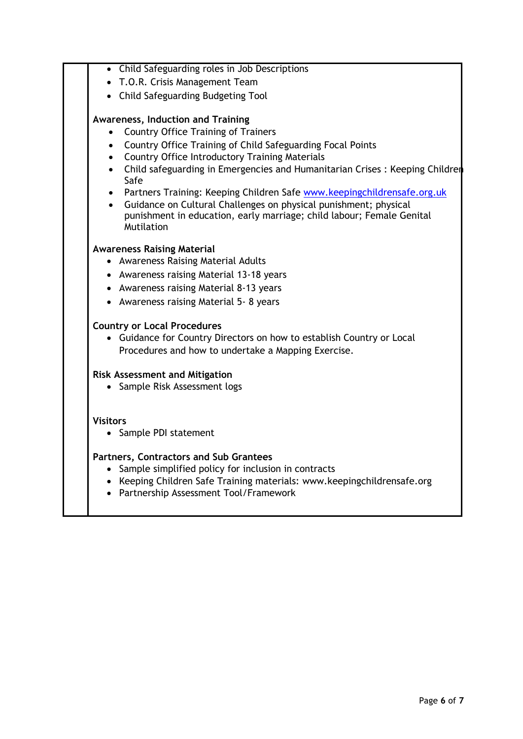- Child Safeguarding roles in Job Descriptions
- T.O.R. Crisis Management Team
- Child Safeguarding Budgeting Tool

**Awareness, Induction and Training**

- Country Office Training of Trainers
- Country Office Training of Child Safeguarding Focal Points
- Country Office Introductory Training Materials
- Child safeguarding in Emergencies and Humanitarian Crises : Keeping Children Safe
- Partners Training: Keeping Children Safe www.keepingchildrensafe.org.uk
- Guidance on Cultural Challenges on physical punishment; physical punishment in education, early marriage; child labour; Female Genital Mutilation

**Awareness Raising Material**

- Awareness Raising Material Adults
- Awareness raising Material 13-18 years
- Awareness raising Material 8-13 years
- Awareness raising Material 5- 8 years

**Country or Local Procedures**

- Guidance for Country Directors on how to establish Country or Local Procedures and how to undertake a Mapping Exercise.

**Risk Assessment and Mitigation**

- Sample Risk Assessment logs

**Visitors**

- Sample PDI statement

**Partners, Contractors and Sub Grantees**

- Sample simplified policy for inclusion in contracts
- Keeping Children Safe Training materials: www.keepingchildrensafe.org
- Partnership Assessment Tool/Framework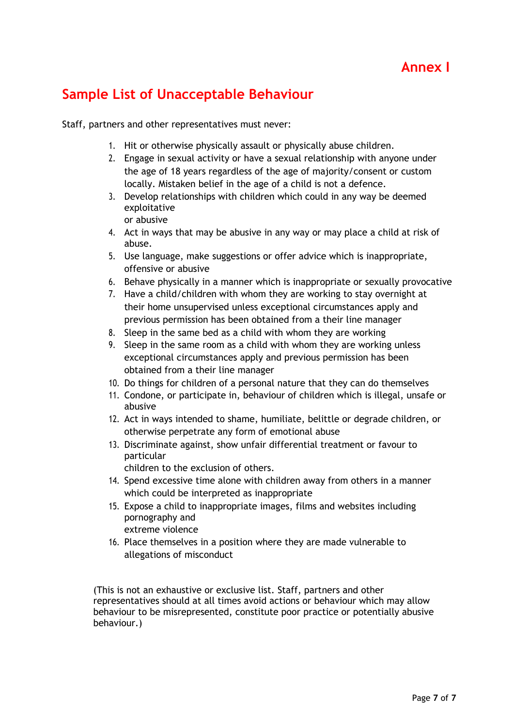Annex I

## Sample List of Unacceptable Behaviour

Staff, partners and other representatives must never:

1. Hit or otherwise physically assault or physically abuse children.
2. Engage in sexual activity or have a sexual relationship with anyone under the age of 18 years regardless of the age of majority/consent or custom locally. Mistaken belief in the age of a child is not a defence.
3. Develop relationships with children which could in any way be deemed exploitative or abusive
4. Act in ways that may be abusive in any way or may place a child at risk of abuse.
5. Use language, make suggestions or offer advice which is inappropriate, offensive or abusive
6. Behave physically in a manner which is inappropriate or sexually provocative
7. Have a child/children with whom they are working to stay overnight at their home unsupervised unless exceptional circumstances apply and previous permission has been obtained from a their line manager
8. Sleep in the same bed as a child with whom they are working
9. Sleep in the same room as a child with whom they are working unless exceptional circumstances apply and previous permission has been obtained from a their line manager
10. Do things for children of a personal nature that they can do themselves
11. Condone, or participate in, behaviour of children which is illegal, unsafe or abusive
12. Act in ways intended to shame, humiliate, belittle or degrade children, or otherwise perpetrate any form of emotional abuse
13. Discriminate against, show unfair differential treatment or favour to particular children to the exclusion of others.
14. Spend excessive time alone with children away from others in a manner which could be interpreted as inappropriate
15. Expose a child to inappropriate images, films and websites including pornography and extreme violence
16. Place themselves in a position where they are made vulnerable to allegations of misconduct

(This is not an exhaustive or exclusive list. Staff, partners and other representatives should at all times avoid actions or behaviour which may allow behaviour to be misrepresented, constitute poor practice or potentially abusive behaviour.)